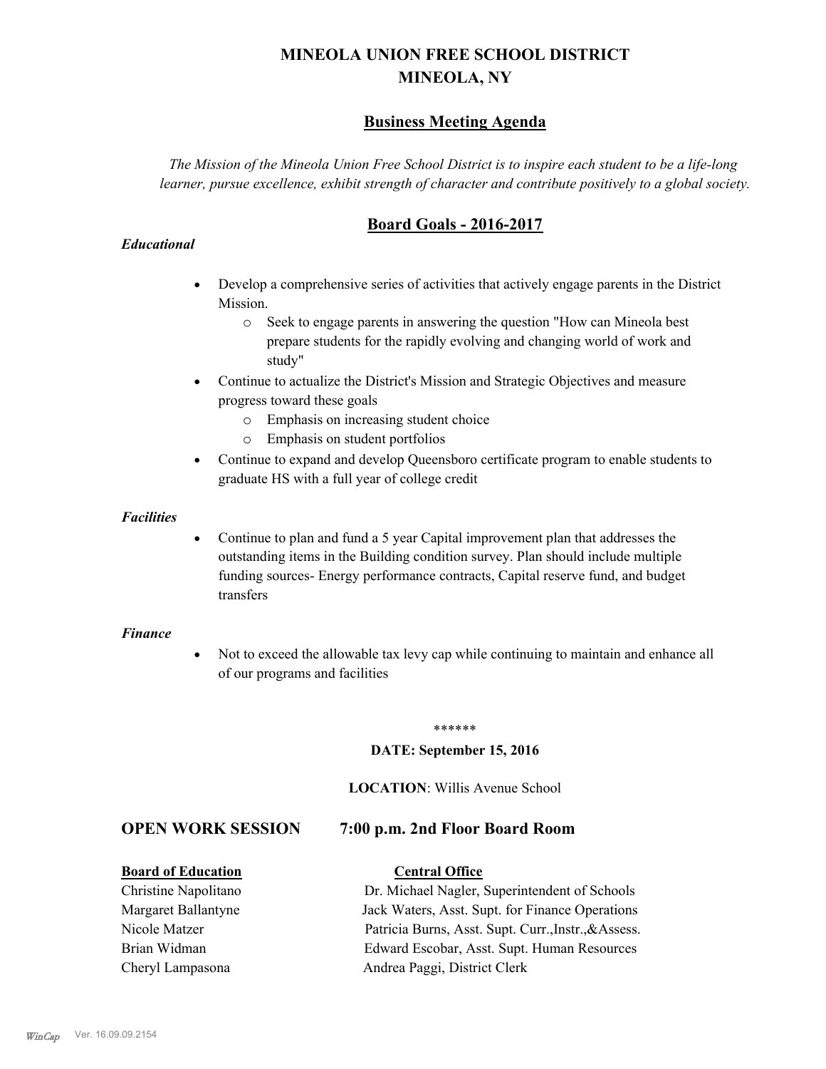# MINEOLA UNION FREE SCHOOL DISTRICT
# MINEOLA, NY

## Business Meeting Agenda

*The Mission of the Mineola Union Free School District is to inspire each student to be a life-long learner, pursue excellence, exhibit strength of character and contribute positively to a global society.*

## Board Goals - 2016-2017

***Educational***

- Develop a comprehensive series of activities that actively engage parents in the District Mission.
  - Seek to engage parents in answering the question "How can Mineola best prepare students for the rapidly evolving and changing world of work and study"
- Continue to actualize the District's Mission and Strategic Objectives and measure progress toward these goals
  - Emphasis on increasing student choice
  - Emphasis on student portfolios
- Continue to expand and develop Queensboro certificate program to enable students to graduate HS with a full year of college credit

***Facilities***

- Continue to plan and fund a 5 year Capital improvement plan that addresses the outstanding items in the Building condition survey. Plan should include multiple funding sources- Energy performance contracts, Capital reserve fund, and budget transfers

***Finance***

- Not to exceed the allowable tax levy cap while continuing to maintain and enhance all of our programs and facilities

******

**DATE: September 15, 2016**

**LOCATION**: Willis Avenue School

## OPEN WORK SESSION 7:00 p.m. 2nd Floor Board Room

| **Board of Education** | **Central Office** |
|---|---|
| Christine Napolitano | Dr. Michael Nagler, Superintendent of Schools |
| Margaret Ballantyne | Jack Waters, Asst. Supt. for Finance Operations |
| Nicole Matzer | Patricia Burns, Asst. Supt. Curr.,Instr.,&Assess. |
| Brian Widman | Edward Escobar, Asst. Supt. Human Resources |
| Cheryl Lampasona | Andrea Paggi, District Clerk |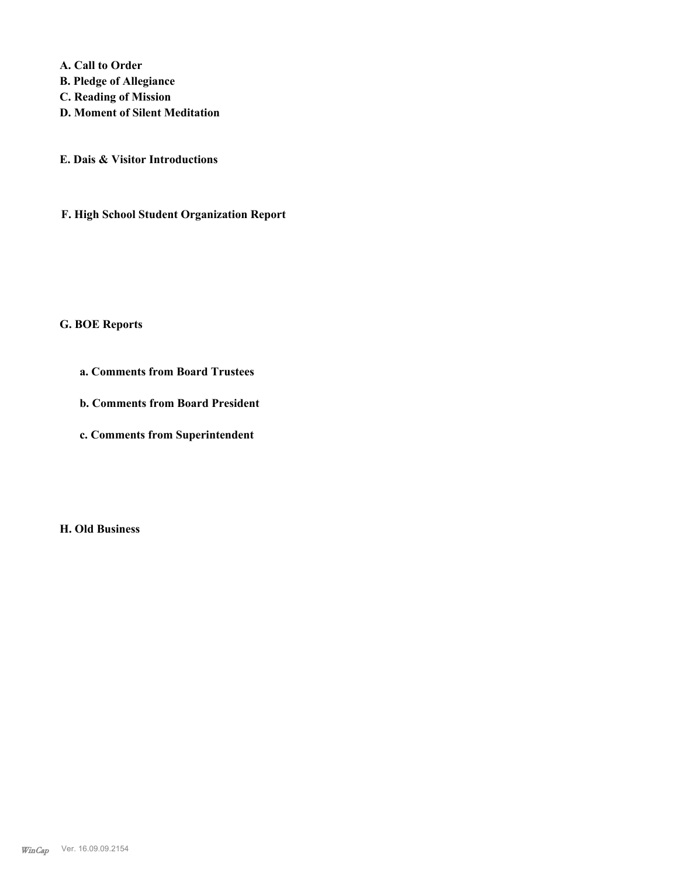**A. Call to Order**
**B. Pledge of Allegiance**
**C. Reading of Mission**
**D. Moment of Silent Meditation**

**E. Dais & Visitor Introductions**

**F. High School Student Organization Report**

**G. BOE Reports**

**a. Comments from Board Trustees**

**b. Comments from Board President**

**c. Comments from Superintendent**

**H. Old Business**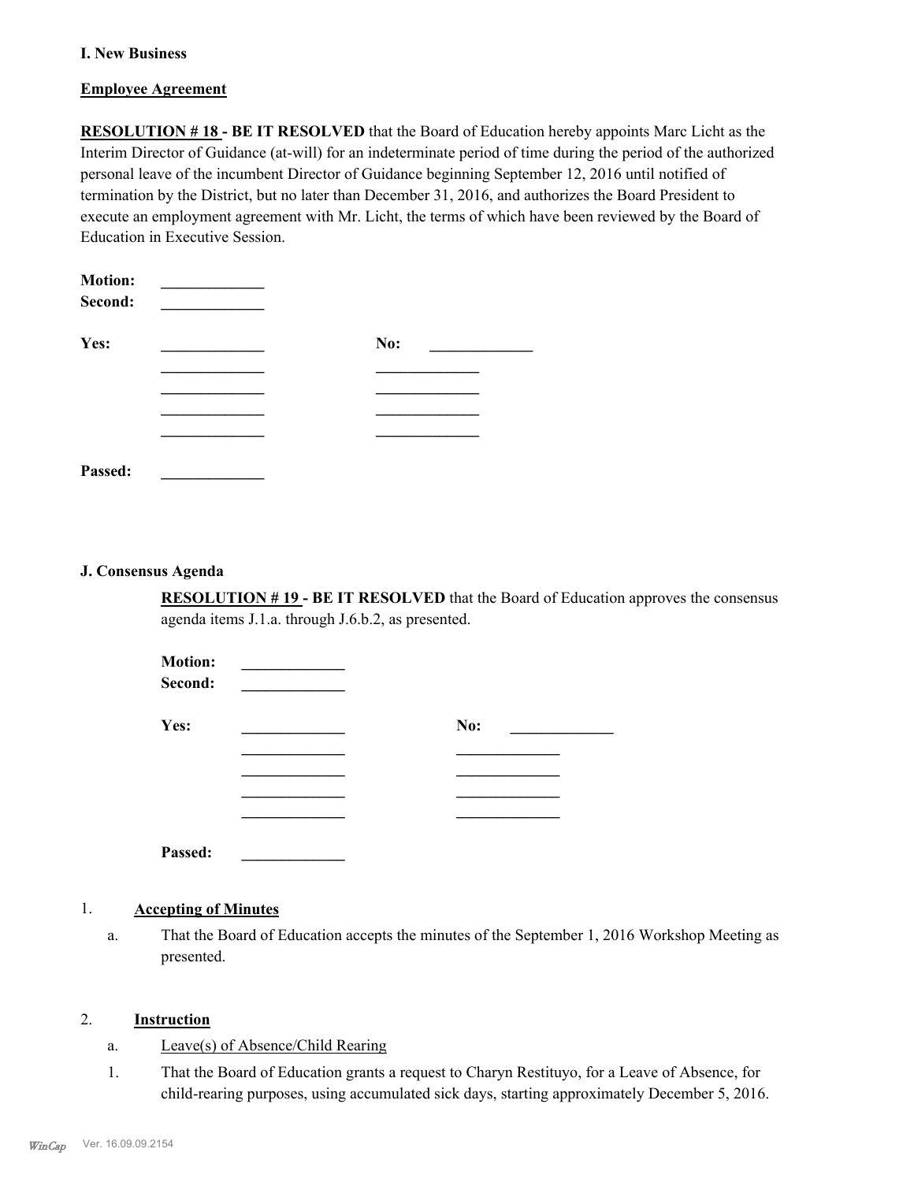## I. New Business

**Employee Agreement**

**RESOLUTION # 18 - BE IT RESOLVED** that the Board of Education hereby appoints Marc Licht as the Interim Director of Guidance (at-will) for an indeterminate period of time during the period of the authorized personal leave of the incumbent Director of Guidance beginning September 12, 2016 until notified of termination by the District, but no later than December 31, 2016, and authorizes the Board President to execute an employment agreement with Mr. Licht, the terms of which have been reviewed by the Board of Education in Executive Session.

**Motion:** _____________
**Second:** _____________

**Yes:** _____________ **No:** _____________
_____________ _____________
_____________ _____________
_____________ _____________
_____________ _____________

**Passed:** _____________

## J. Consensus Agenda

**RESOLUTION # 19 - BE IT RESOLVED** that the Board of Education approves the consensus agenda items J.1.a. through J.6.b.2, as presented.

**Motion:** _____________
**Second:** _____________

**Yes:** _____________ **No:** _____________
_____________ _____________
_____________ _____________
_____________ _____________
_____________ _____________

**Passed:** _____________

1. **Accepting of Minutes**

   a. That the Board of Education accepts the minutes of the September 1, 2016 Workshop Meeting as presented.

2. **Instruction**

   a. Leave(s) of Absence/Child Rearing

   1. That the Board of Education grants a request to Charyn Restituyo, for a Leave of Absence, for child-rearing purposes, using accumulated sick days, starting approximately December 5, 2016.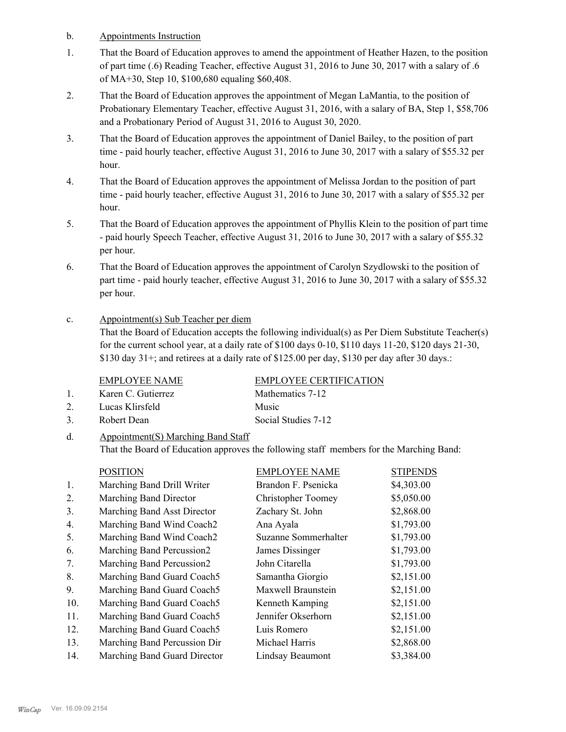b. Appointments Instruction

1. That the Board of Education approves to amend the appointment of Heather Hazen, to the position of part time (.6) Reading Teacher, effective August 31, 2016 to June 30, 2017 with a salary of .6 of MA+30, Step 10, $100,680 equaling $60,408.

2. That the Board of Education approves the appointment of Megan LaMantia, to the position of Probationary Elementary Teacher, effective August 31, 2016, with a salary of BA, Step 1, $58,706 and a Probationary Period of August 31, 2016 to August 30, 2020.

3. That the Board of Education approves the appointment of Daniel Bailey, to the position of part time - paid hourly teacher, effective August 31, 2016 to June 30, 2017 with a salary of $55.32 per hour.

4. That the Board of Education approves the appointment of Melissa Jordan to the position of part time - paid hourly teacher, effective August 31, 2016 to June 30, 2017 with a salary of $55.32 per hour.

5. That the Board of Education approves the appointment of Phyllis Klein to the position of part time - paid hourly Speech Teacher, effective August 31, 2016 to June 30, 2017 with a salary of $55.32 per hour.

6. That the Board of Education approves the appointment of Carolyn Szydlowski to the position of part time - paid hourly teacher, effective August 31, 2016 to June 30, 2017 with a salary of $55.32 per hour.

c. Appointment(s) Sub Teacher per diem

That the Board of Education accepts the following individual(s) as Per Diem Substitute Teacher(s) for the current school year, at a daily rate of $100 days 0-10, $110 days 11-20, $120 days 21-30, $130 day 31+; and retirees at a daily rate of $125.00 per day, $130 per day after 30 days.:

| | EMPLOYEE NAME | EMPLOYEE CERTIFICATION |
|---|---|---|
| 1. | Karen C. Gutierrez | Mathematics 7-12 |
| 2. | Lucas Klirsfeld | Music |
| 3. | Robert Dean | Social Studies 7-12 |

d. Appointment(S) Marching Band Staff

That the Board of Education approves the following staff members for the Marching Band:

| | POSITION | EMPLOYEE NAME | STIPENDS |
|---|---|---|---|
| 1. | Marching Band Drill Writer | Brandon F. Psenicka | $4,303.00 |
| 2. | Marching Band Director | Christopher Toomey | $5,050.00 |
| 3. | Marching Band Asst Director | Zachary St. John | $2,868.00 |
| 4. | Marching Band Wind Coach2 | Ana Ayala | $1,793.00 |
| 5. | Marching Band Wind Coach2 | Suzanne Sommerhalter | $1,793.00 |
| 6. | Marching Band Percussion2 | James Dissinger | $1,793.00 |
| 7. | Marching Band Percussion2 | John Citarella | $1,793.00 |
| 8. | Marching Band Guard Coach5 | Samantha Giorgio | $2,151.00 |
| 9. | Marching Band Guard Coach5 | Maxwell Braunstein | $2,151.00 |
| 10. | Marching Band Guard Coach5 | Kenneth Kamping | $2,151.00 |
| 11. | Marching Band Guard Coach5 | Jennifer Okserhorn | $2,151.00 |
| 12. | Marching Band Guard Coach5 | Luis Romero | $2,151.00 |
| 13. | Marching Band Percussion Dir | Michael Harris | $2,868.00 |
| 14. | Marching Band Guard Director | Lindsay Beaumont | $3,384.00 |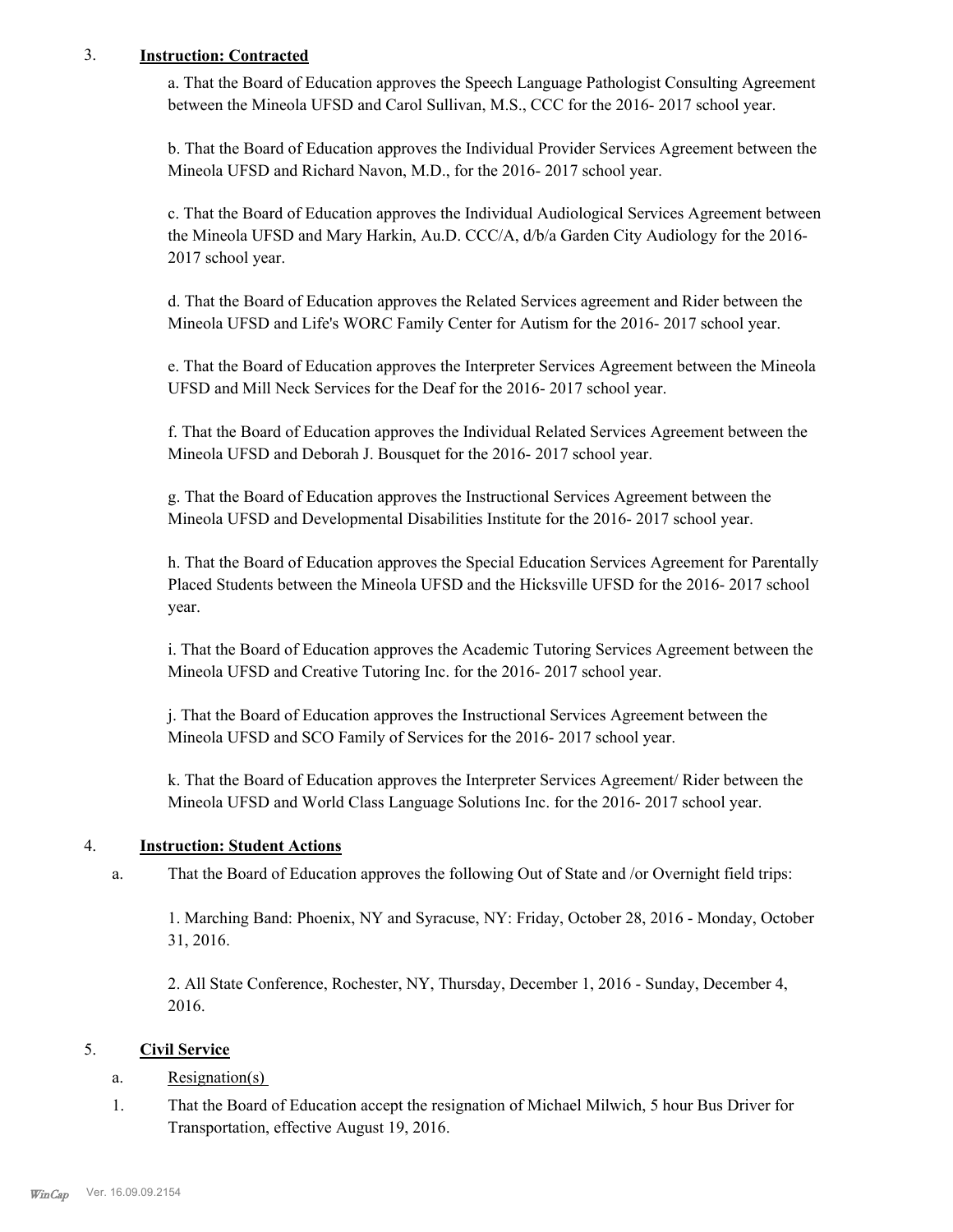3. **Instruction: Contracted**

a. That the Board of Education approves the Speech Language Pathologist Consulting Agreement between the Mineola UFSD and Carol Sullivan, M.S., CCC for the 2016- 2017 school year.

b. That the Board of Education approves the Individual Provider Services Agreement between the Mineola UFSD and Richard Navon, M.D., for the 2016- 2017 school year.

c. That the Board of Education approves the Individual Audiological Services Agreement between the Mineola UFSD and Mary Harkin, Au.D. CCC/A, d/b/a Garden City Audiology for the 2016-2017 school year.

d. That the Board of Education approves the Related Services agreement and Rider between the Mineola UFSD and Life's WORC Family Center for Autism for the 2016- 2017 school year.

e. That the Board of Education approves the Interpreter Services Agreement between the Mineola UFSD and Mill Neck Services for the Deaf for the 2016- 2017 school year.

f. That the Board of Education approves the Individual Related Services Agreement between the Mineola UFSD and Deborah J. Bousquet for the 2016- 2017 school year.

g. That the Board of Education approves the Instructional Services Agreement between the Mineola UFSD and Developmental Disabilities Institute for the 2016- 2017 school year.

h. That the Board of Education approves the Special Education Services Agreement for Parentally Placed Students between the Mineola UFSD and the Hicksville UFSD for the 2016- 2017 school year.

i. That the Board of Education approves the Academic Tutoring Services Agreement between the Mineola UFSD and Creative Tutoring Inc. for the 2016- 2017 school year.

j. That the Board of Education approves the Instructional Services Agreement between the Mineola UFSD and SCO Family of Services for the 2016- 2017 school year.

k. That the Board of Education approves the Interpreter Services Agreement/ Rider between the Mineola UFSD and World Class Language Solutions Inc. for the 2016- 2017 school year.

4. **Instruction: Student Actions**

a. That the Board of Education approves the following Out of State and /or Overnight field trips:

1. Marching Band: Phoenix, NY and Syracuse, NY: Friday, October 28, 2016 - Monday, October 31, 2016.

2. All State Conference, Rochester, NY, Thursday, December 1, 2016 - Sunday, December 4, 2016.

5. **Civil Service**

a. Resignation(s)

1. That the Board of Education accept the resignation of Michael Milwich, 5 hour Bus Driver for Transportation, effective August 19, 2016.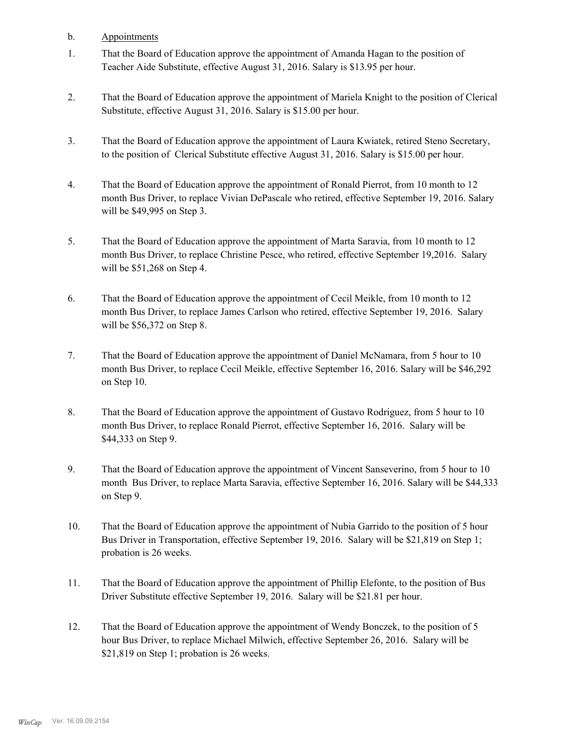b. Appointments

1. That the Board of Education approve the appointment of Amanda Hagan to the position of Teacher Aide Substitute, effective August 31, 2016. Salary is $13.95 per hour.

2. That the Board of Education approve the appointment of Mariela Knight to the position of Clerical Substitute, effective August 31, 2016. Salary is $15.00 per hour.

3. That the Board of Education approve the appointment of Laura Kwiatek, retired Steno Secretary, to the position of Clerical Substitute effective August 31, 2016. Salary is $15.00 per hour.

4. That the Board of Education approve the appointment of Ronald Pierrot, from 10 month to 12 month Bus Driver, to replace Vivian DePascale who retired, effective September 19, 2016. Salary will be $49,995 on Step 3.

5. That the Board of Education approve the appointment of Marta Saravia, from 10 month to 12 month Bus Driver, to replace Christine Pesce, who retired, effective September 19,2016. Salary will be $51,268 on Step 4.

6. That the Board of Education approve the appointment of Cecil Meikle, from 10 month to 12 month Bus Driver, to replace James Carlson who retired, effective September 19, 2016. Salary will be $56,372 on Step 8.

7. That the Board of Education approve the appointment of Daniel McNamara, from 5 hour to 10 month Bus Driver, to replace Cecil Meikle, effective September 16, 2016. Salary will be $46,292 on Step 10.

8. That the Board of Education approve the appointment of Gustavo Rodriguez, from 5 hour to 10 month Bus Driver, to replace Ronald Pierrot, effective September 16, 2016. Salary will be $44,333 on Step 9.

9. That the Board of Education approve the appointment of Vincent Sanseverino, from 5 hour to 10 month Bus Driver, to replace Marta Saravia, effective September 16, 2016. Salary will be $44,333 on Step 9.

10. That the Board of Education approve the appointment of Nubia Garrido to the position of 5 hour Bus Driver in Transportation, effective September 19, 2016. Salary will be $21,819 on Step 1; probation is 26 weeks.

11. That the Board of Education approve the appointment of Phillip Elefonte, to the position of Bus Driver Substitute effective September 19, 2016. Salary will be $21.81 per hour.

12. That the Board of Education approve the appointment of Wendy Bonczek, to the position of 5 hour Bus Driver, to replace Michael Milwich, effective September 26, 2016. Salary will be $21,819 on Step 1; probation is 26 weeks.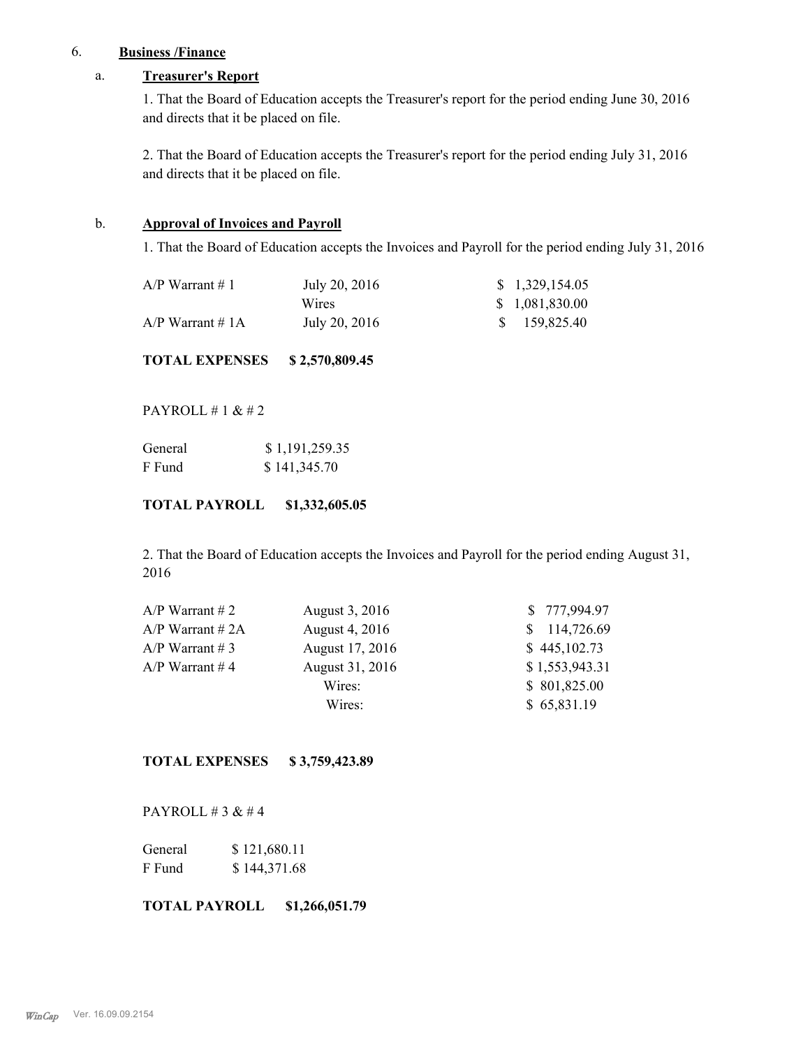6. **Business /Finance**

a. **Treasurer's Report**

1. That the Board of Education accepts the Treasurer's report for the period ending June 30, 2016 and directs that it be placed on file.

2. That the Board of Education accepts the Treasurer's report for the period ending July 31, 2016 and directs that it be placed on file.

b. **Approval of Invoices and Payroll**

1. That the Board of Education accepts the Invoices and Payroll for the period ending July 31, 2016

| | | |
|---|---|---|
| A/P Warrant # 1 | July 20, 2016 | $ 1,329,154.05 |
| | Wires | $ 1,081,830.00 |
| A/P Warrant # 1A | July 20, 2016 | $ 159,825.40 |

**TOTAL EXPENSES $ 2,570,809.45**

PAYROLL # 1 & # 2

| | |
|---|---|
| General | $ 1,191,259.35 |
| F Fund | $ 141,345.70 |

**TOTAL PAYROLL $1,332,605.05**

2. That the Board of Education accepts the Invoices and Payroll for the period ending August 31, 2016

| | | |
|---|---|---|
| A/P Warrant # 2 | August 3, 2016 | $ 777,994.97 |
| A/P Warrant # 2A | August 4, 2016 | $ 114,726.69 |
| A/P Warrant # 3 | August 17, 2016 | $ 445,102.73 |
| A/P Warrant # 4 | August 31, 2016 | $ 1,553,943.31 |
| | Wires: | $ 801,825.00 |
| | Wires: | $ 65,831.19 |

**TOTAL EXPENSES $ 3,759,423.89**

PAYROLL # 3 & # 4

| | |
|---|---|
| General | $ 121,680.11 |
| F Fund | $ 144,371.68 |

**TOTAL PAYROLL $1,266,051.79**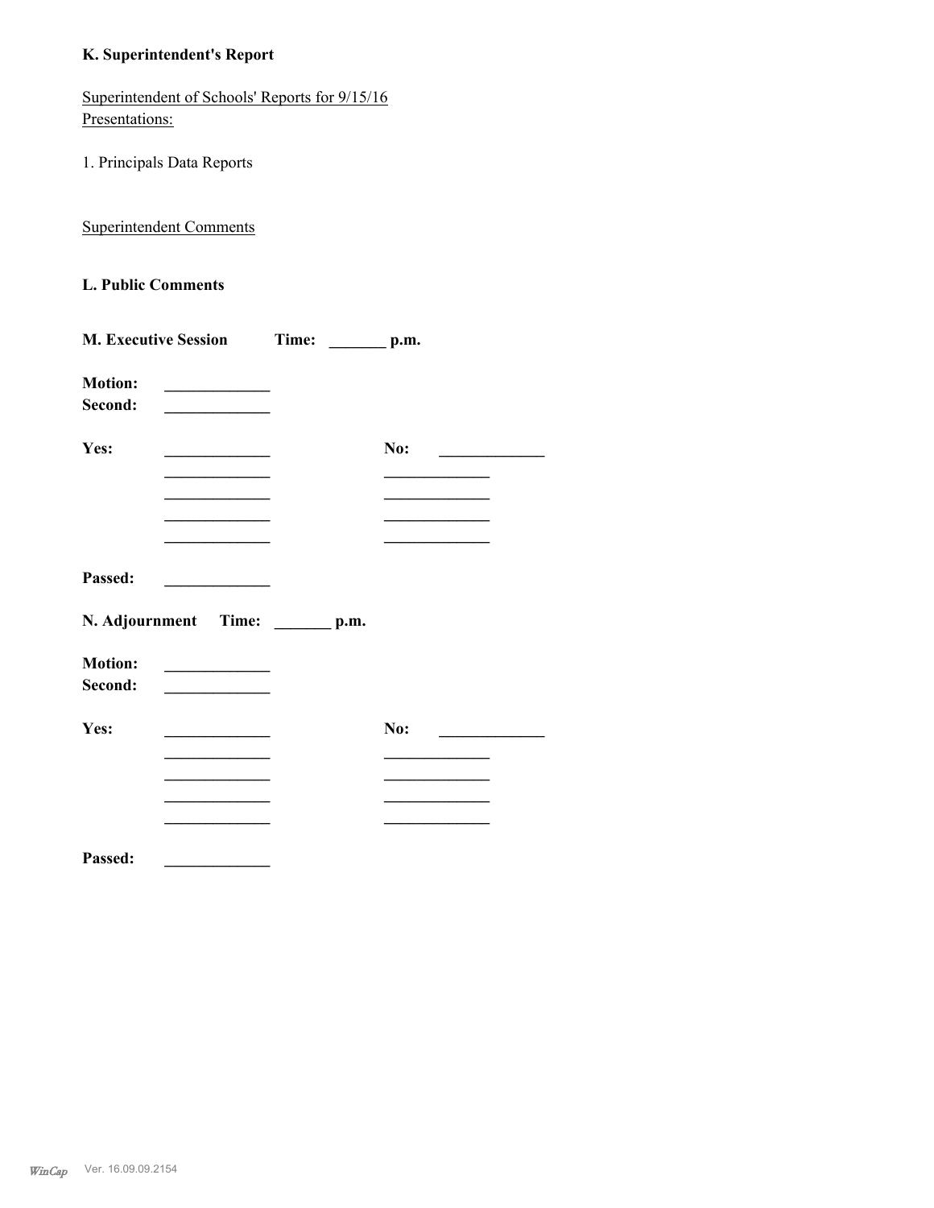**K. Superintendent's Report**

Superintendent of Schools' Reports for 9/15/16
Presentations:

1. Principals Data Reports

Superintendent Comments

**L. Public Comments**

**M. Executive Session Time: _______ p.m.**

**Motion:** _____________
**Second:** _____________

**Yes:** _____________ **No:** _____________
_____________ _____________
_____________ _____________
_____________ _____________
_____________ _____________

**Passed:** _____________

**N. Adjournment Time: _______ p.m.**

**Motion:** _____________
**Second:** _____________

**Yes:** _____________ **No:** _____________
_____________ _____________
_____________ _____________
_____________ _____________
_____________ _____________

**Passed:** _____________

WinCap Ver. 16.09.09.2154